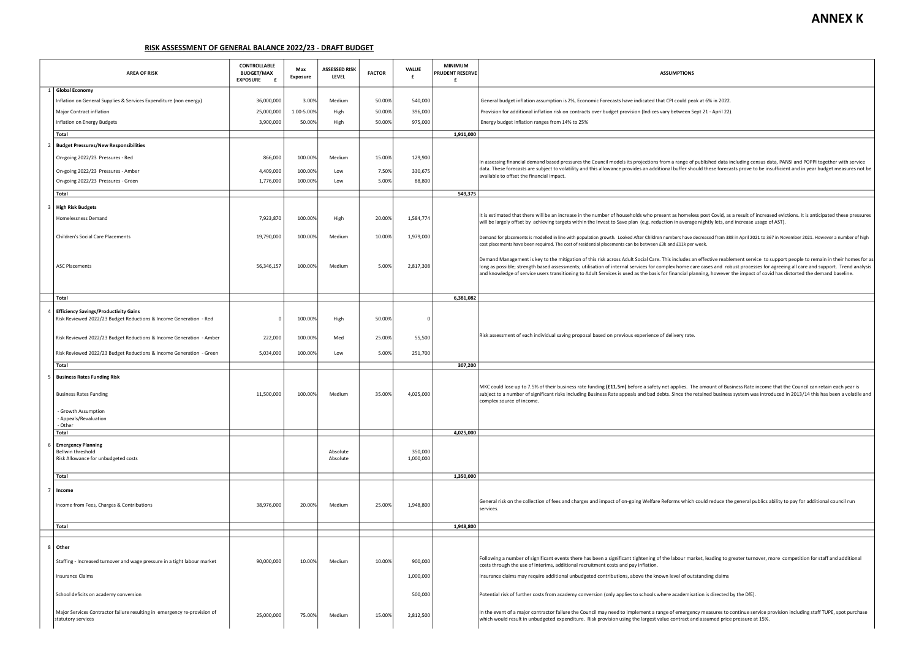# ANNEX K

## RISK ASSESSMENT OF GENERAL BALANCE 2022/23 - DRAFT BUDGET

| | AREA OF RISK | CONTROLLABLE BUDGET/MAX EXPOSURE £ | Max Exposure | ASSESSED RISK LEVEL | FACTOR | VALUE £ | MINIMUM PRUDENT RESERVE £ | ASSUMPTIONS |
|---|---|---|---|---|---|---|---|---|
| 1 | **Global Economy** | | | | | | | |
| | Inflation on General Supplies & Services Expenditure (non energy) | 36,000,000 | 3.00% | Medium | 50.00% | 540,000 | | General budget inflation assumption is 2%, Economic Forecasts have indicated that CPI could peak at 6% in 2022. |
| | Major Contract inflation | 25,000,000 | 1.00-5.00% | High | 50.00% | 396,000 | | Provision for additional inflation risk on contracts over budget provision (Indices vary between Sept 21 - April 22). |
| | Inflation on Energy Budgets | 3,900,000 | 50.00% | High | 50.00% | 975,000 | | Energy budget inflation ranges from 14% to 25% |
| | **Total** | | | | | | 1,911,000 | |
| 2 | **Budget Pressures/New Responsibilities** | | | | | | | |
| | On-going 2022/23 Pressures - Red | 866,000 | 100.00% | Medium | 15.00% | 129,900 | | In assessing financial demand based pressures the Council models its projections from a range of published data including census data, PANSI and POPPI together with service data. These forecasts are subject to volatility and this allowance provides an additional buffer should these forecasts prove to be insufficient and in year budget measures not be available to offset the financial impact. |
| | On-going 2022/23 Pressures - Amber | 4,409,000 | 100.00% | Low | 7.50% | 330,675 | | |
| | On-going 2022/23 Pressures - Green | 1,776,000 | 100.00% | Low | 5.00% | 88,800 | | |
| | **Total** | | | | | | 549,375 | |
| 3 | **High Risk Budgets** | | | | | | | |
| | Homelessness Demand | 7,923,870 | 100.00% | High | 20.00% | 1,584,774 | | It is estimated that there will be an increase in the number of households who present as homeless post Covid, as a result of increased evictions. It is anticipated these pressures will be largely offset by achieving targets within the Invest to Save plan (e.g. reduction in average nightly lets, and increase usage of AST). |
| | Children's Social Care Placements | 19,790,000 | 100.00% | Medium | 10.00% | 1,979,000 | | Demand for placements is modelled in line with population growth. Looked After Children numbers have decreased from 388 in April 2021 to 367 in November 2021. However a number of high cost placements have been required. The cost of residential placements can be between £3k and £11k per week. |
| | ASC Placements | 56,346,157 | 100.00% | Medium | 5.00% | 2,817,308 | | Demand Management is key to the mitigation of this risk across Adult Social Care. This includes an effective reablement service to support people to remain in their homes for as long as possible; strength based assessments; utilisation of internal services for complex home care cases and robust processes for agreeing all care and support. Trend analysis and knowledge of service users transitioning to Adult Services is used as the basis for financial planning, however the impact of covid has distorted the demand baseline. |
| | **Total** | | | | | | 6,381,082 | |
| 4 | **Efficiency Savings/Productivity Gains** | | | | | | | |
| | Risk Reviewed 2022/23 Budget Reductions & Income Generation - Red | 0 | 100.00% | High | 50.00% | 0 | | Risk assessment of each individual saving proposal based on previous experience of delivery rate. |
| | Risk Reviewed 2022/23 Budget Reductions & Income Generation - Amber | 222,000 | 100.00% | Med | 25.00% | 55,500 | | |
| | Risk Reviewed 2022/23 Budget Reductions & Income Generation - Green | 5,034,000 | 100.00% | Low | 5.00% | 251,700 | | |
| | **Total** | | | | | | 307,200 | |
| 5 | **Business Rates Funding Risk** | | | | | | | |
| | Business Rates Funding | 11,500,000 | 100.00% | Medium | 35.00% | 4,025,000 | | MKC could lose up to 7.5% of their business rate funding **(£11.5m)** before a safety net applies. The amount of Business Rate income that the Council can retain each year is subject to a number of significant risks including Business Rate appeals and bad debts. Since the retained business system was introduced in 2013/14 this has been a volatile and complex source of income. |
| | - Growth Assumption<br>- Appeals/Revaluation<br>- Other | | | | | | | |
| | **Total** | | | | | | 4,025,000 | |
| 6 | **Emergency Planning** | | | | | | | |
| | Bellwin threshold | | | Absolute | | 350,000 | | |
| | Risk Allowance for unbudgeted costs | | | Absolute | | 1,000,000 | | |
| | **Total** | | | | | | 1,350,000 | |
| 7 | **Income** | | | | | | | |
| | Income from Fees, Charges & Contributions | 38,976,000 | 20.00% | Medium | 25.00% | 1,948,800 | | General risk on the collection of fees and charges and impact of on-going Welfare Reforms which could reduce the general publics ability to pay for additional council run services. |
| | **Total** | | | | | | 1,948,800 | |
| 8 | **Other** | | | | | | | |
| | Staffing - Increased turnover and wage pressure in a tight labour market | 90,000,000 | 10.00% | Medium | 10.00% | 900,000 | | Following a number of significant events there has been a significant tightening of the labour market, leading to greater turnover, more competition for staff and additional costs through the use of interims, additional recruitment costs and pay inflation. |
| | Insurance Claims | | | | | 1,000,000 | | Insurance claims may require additional unbudgeted contributions, above the known level of outstanding claims |
| | School deficits on academy conversion | | | | | 500,000 | | Potential risk of further costs from academy conversion (only applies to schools where academisation is directed by the DfE). |
| | Major Services Contractor failure resulting in emergency re-provision of statutory services | 25,000,000 | 75.00% | Medium | 15.00% | 2,812,500 | | In the event of a major contractor failure the Council may need to implement a range of emergency measures to continue service provision including staff TUPE, spot purchase which would result in unbudgeted expenditure. Risk provision using the largest value contract and assumed price pressure at 15%. |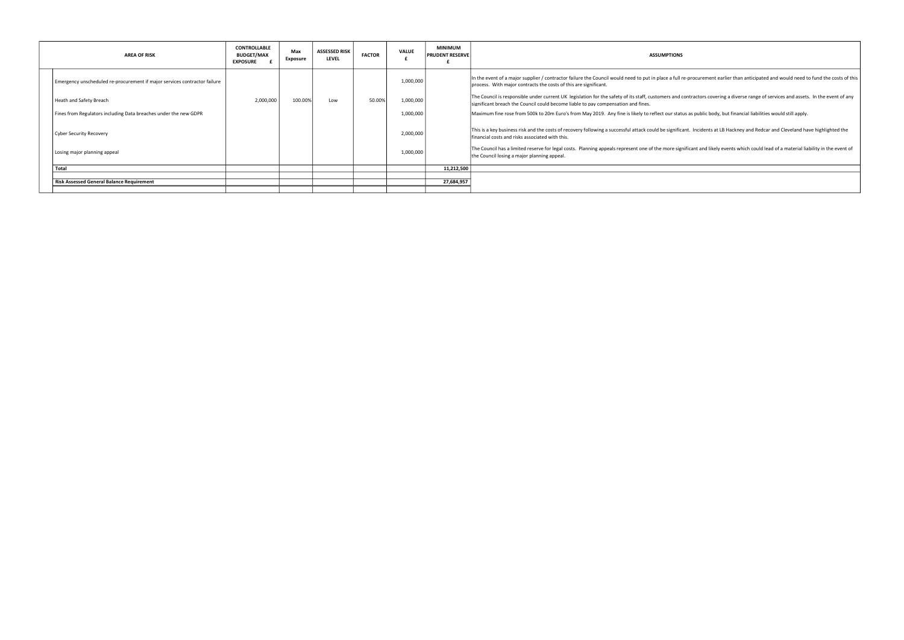| AREA OF RISK | CONTROLLABLE BUDGET/MAX EXPOSURE £ | Max Exposure | ASSESSED RISK LEVEL | FACTOR | VALUE £ | MINIMUM PRUDENT RESERVE £ | ASSUMPTIONS |
|---|---|---|---|---|---|---|---|
| Emergency unscheduled re-procurement if major services contractor failure | | | | | 1,000,000 | | In the event of a major supplier / contractor failure the Council would need to put in place a full re-procurement earlier than anticipated and would need to fund the costs of this process. With major contracts the costs of this are significant. |
| Heath and Safety Breach | 2,000,000 | 100.00% | Low | 50.00% | 1,000,000 | | The Council is responsible under current UK legislation for the safety of its staff, customers and contractors covering a diverse range of services and assets. In the event of any significant breach the Council could become liable to pay compensation and fines. |
| Fines from Regulators including Data breaches under the new GDPR | | | | | 1,000,000 | | Maximum fine rose from 500k to 20m Euro's from May 2019. Any fine is likely to reflect our status as public body, but financial liabilities would still apply. |
| Cyber Security Recovery | | | | | 2,000,000 | | This is a key business risk and the costs of recovery following a successful attack could be significant. Incidents at LB Hackney and Redcar and Cleveland have highlighted the financial costs and risks associated with this. |
| Losing major planning appeal | | | | | 1,000,000 | | The Council has a limited reserve for legal costs. Planning appeals represent one of the more significant and likely events which could lead of a material liability in the event of the Council losing a major planning appeal. |
| **Total** | | | | | | **11,212,500** | |
| | | | | | | | |
| **Risk Assessed General Balance Requirement** | | | | | | **27,684,957** | |